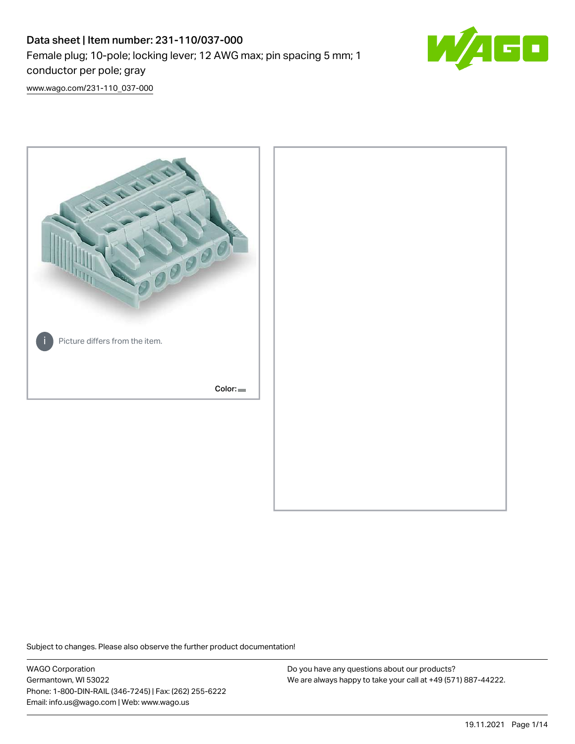# Data sheet | Item number: 231-110/037-000

Female plug; 10-pole; locking lever; 12 AWG max; pin spacing 5 mm; 1 conductor per pole; gray

www.wago.com/231-110_037-000

Picture differs from the item.

Color:

Subject to changes. Please also observe the further product documentation!

WAGO Corporation
Germantown, WI 53022
Phone: 1-800-DIN-RAIL (346-7245) | Fax: (262) 255-6222
Email: info.us@wago.com | Web: www.wago.us

Do you have any questions about our products?
We are always happy to take your call at +49 (571) 887-44222.

19.11.2021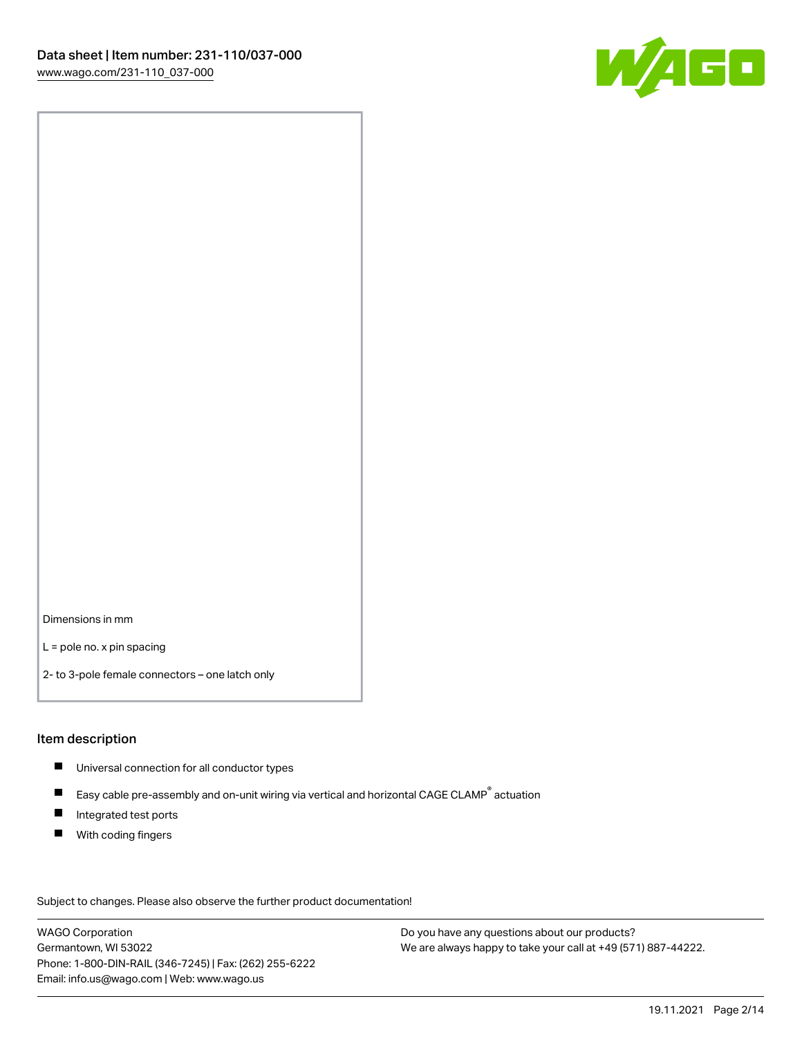Dimensions in mm

L = pole no. x pin spacing

2- to 3-pole female connectors – one latch only

## Item description

- Universal connection for all conductor types
- Easy cable pre-assembly and on-unit wiring via vertical and horizontal CAGE CLAMP® actuation
- Integrated test ports
- With coding fingers

Subject to changes. Please also observe the further product documentation!

WAGO Corporation
Germantown, WI 53022
Phone: 1-800-DIN-RAIL (346-7245) | Fax: (262) 255-6222
Email: info.us@wago.com | Web: www.wago.us

Do you have any questions about our products?
We are always happy to take your call at +49 (571) 887-44222.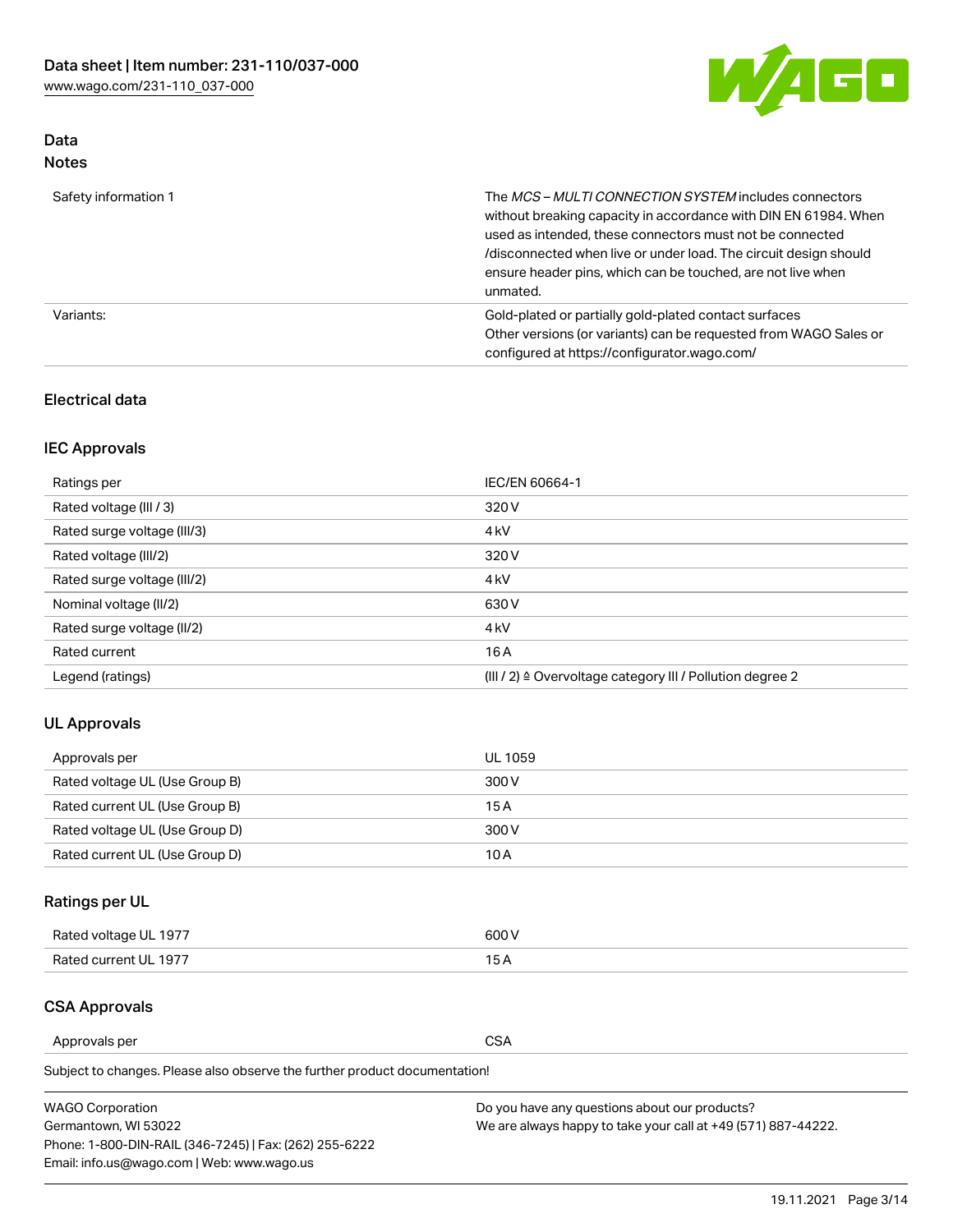## Data
### Notes

| | |
|---|---|
| Safety information 1 | The *MCS – MULTI CONNECTION SYSTEM* includes connectors without breaking capacity in accordance with DIN EN 61984. When used as intended, these connectors must not be connected /disconnected when live or under load. The circuit design should ensure header pins, which can be touched, are not live when unmated. |
| Variants: | Gold-plated or partially gold-plated contact surfaces<br>Other versions (or variants) can be requested from WAGO Sales or configured at https://configurator.wago.com/ |

### Electrical data

#### IEC Approvals

| | |
|---|---|
| Ratings per | IEC/EN 60664-1 |
| Rated voltage (III / 3) | 320 V |
| Rated surge voltage (III/3) | 4 kV |
| Rated voltage (III/2) | 320 V |
| Rated surge voltage (III/2) | 4 kV |
| Nominal voltage (II/2) | 630 V |
| Rated surge voltage (II/2) | 4 kV |
| Rated current | 16 A |
| Legend (ratings) | (III / 2) ≙ Overvoltage category III / Pollution degree 2 |

#### UL Approvals

| | |
|---|---|
| Approvals per | UL 1059 |
| Rated voltage UL (Use Group B) | 300 V |
| Rated current UL (Use Group B) | 15 A |
| Rated voltage UL (Use Group D) | 300 V |
| Rated current UL (Use Group D) | 10 A |

#### Ratings per UL

| | |
|---|---|
| Rated voltage UL 1977 | 600 V |
| Rated current UL 1977 | 15 A |

#### CSA Approvals

| | |
|---|---|
| Approvals per | CSA |

Subject to changes. Please also observe the further product documentation!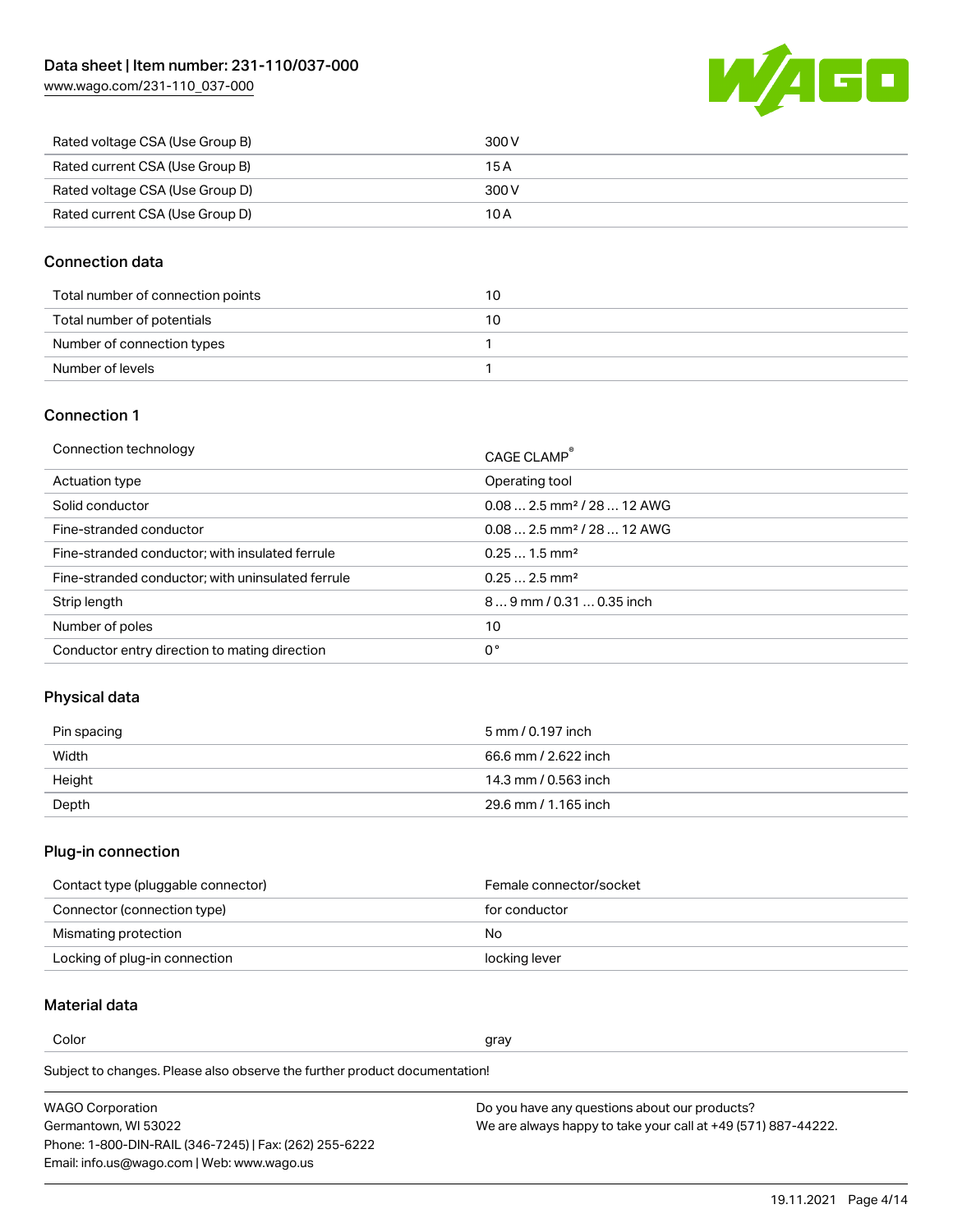| Rated voltage CSA (Use Group B) | 300 V |
| --- | --- |
| Rated current CSA (Use Group B) | 15 A |
| Rated voltage CSA (Use Group D) | 300 V |
| Rated current CSA (Use Group D) | 10 A |

## Connection data

| Total number of connection points | 10 |
| --- | --- |
| Total number of potentials | 10 |
| Number of connection types | 1 |
| Number of levels | 1 |

## Connection 1

| Connection technology | CAGE CLAMP® |
| --- | --- |
| Actuation type | Operating tool |
| Solid conductor | 0.08 … 2.5 mm² / 28 … 12 AWG |
| Fine-stranded conductor | 0.08 … 2.5 mm² / 28 … 12 AWG |
| Fine-stranded conductor; with insulated ferrule | 0.25 … 1.5 mm² |
| Fine-stranded conductor; with uninsulated ferrule | 0.25 … 2.5 mm² |
| Strip length | 8 … 9 mm / 0.31 … 0.35 inch |
| Number of poles | 10 |
| Conductor entry direction to mating direction | 0 ° |

## Physical data

| Pin spacing | 5 mm / 0.197 inch |
| --- | --- |
| Width | 66.6 mm / 2.622 inch |
| Height | 14.3 mm / 0.563 inch |
| Depth | 29.6 mm / 1.165 inch |

## Plug-in connection

| Contact type (pluggable connector) | Female connector/socket |
| --- | --- |
| Connector (connection type) | for conductor |
| Mismating protection | No |
| Locking of plug-in connection | locking lever |

## Material data

| Color | gray |
| --- | --- |

Subject to changes. Please also observe the further product documentation!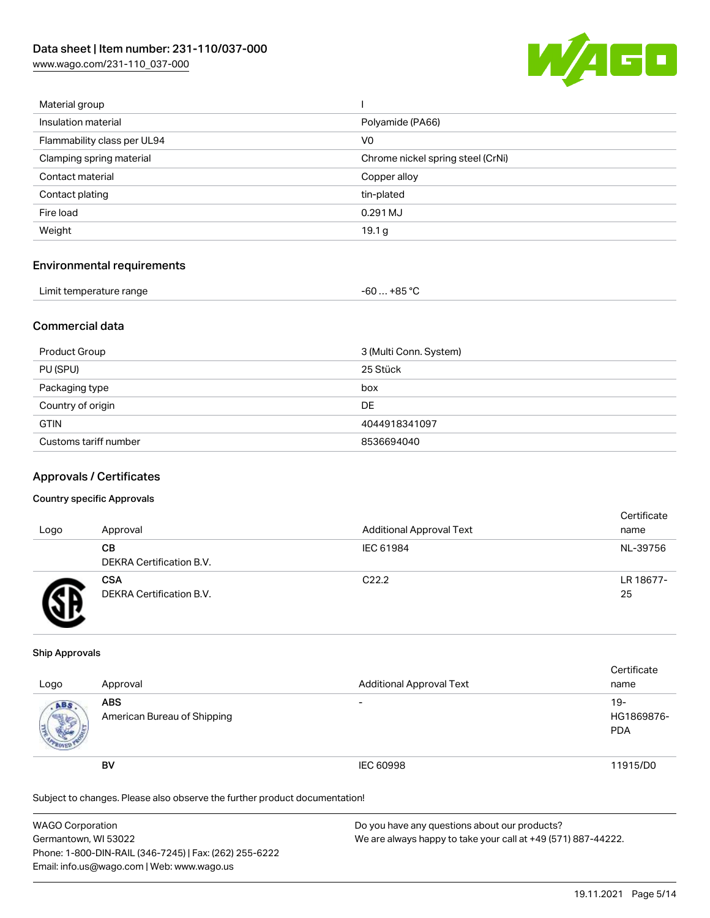| Material group | I |
| --- | --- |
| Insulation material | Polyamide (PA66) |
| Flammability class per UL94 | V0 |
| Clamping spring material | Chrome nickel spring steel (CrNi) |
| Contact material | Copper alloy |
| Contact plating | tin-plated |
| Fire load | 0.291 MJ |
| Weight | 19.1 g |

## Environmental requirements

| Limit temperature range | -60 … +85 °C |
| --- | --- |

## Commercial data

| Product Group | 3 (Multi Conn. System) |
| --- | --- |
| PU (SPU) | 25 Stück |
| Packaging type | box |
| Country of origin | DE |
| GTIN | 4044918341097 |
| Customs tariff number | 8536694040 |

## Approvals / Certificates

### Country specific Approvals

| Logo | Approval | Additional Approval Text | Certificate name |
| --- | --- | --- | --- |
| | **CB**<br>DEKRA Certification B.V. | IEC 61984 | NL-39756 |
| | **CSA**<br>DEKRA Certification B.V. | C22.2 | LR 18677-25 |

### Ship Approvals

| Logo | Approval | Additional Approval Text | Certificate name |
| --- | --- | --- | --- |
| | **ABS**<br>American Bureau of Shipping | - | 19-HG1869876-PDA |
| | **BV** | IEC 60998 | 11915/D0 |

Subject to changes. Please also observe the further product documentation!

WAGO Corporation
Germantown, WI 53022
Phone: 1-800-DIN-RAIL (346-7245) | Fax: (262) 255-6222
Email: info.us@wago.com | Web: www.wago.us

Do you have any questions about our products?
We are always happy to take your call at +49 (571) 887-44222.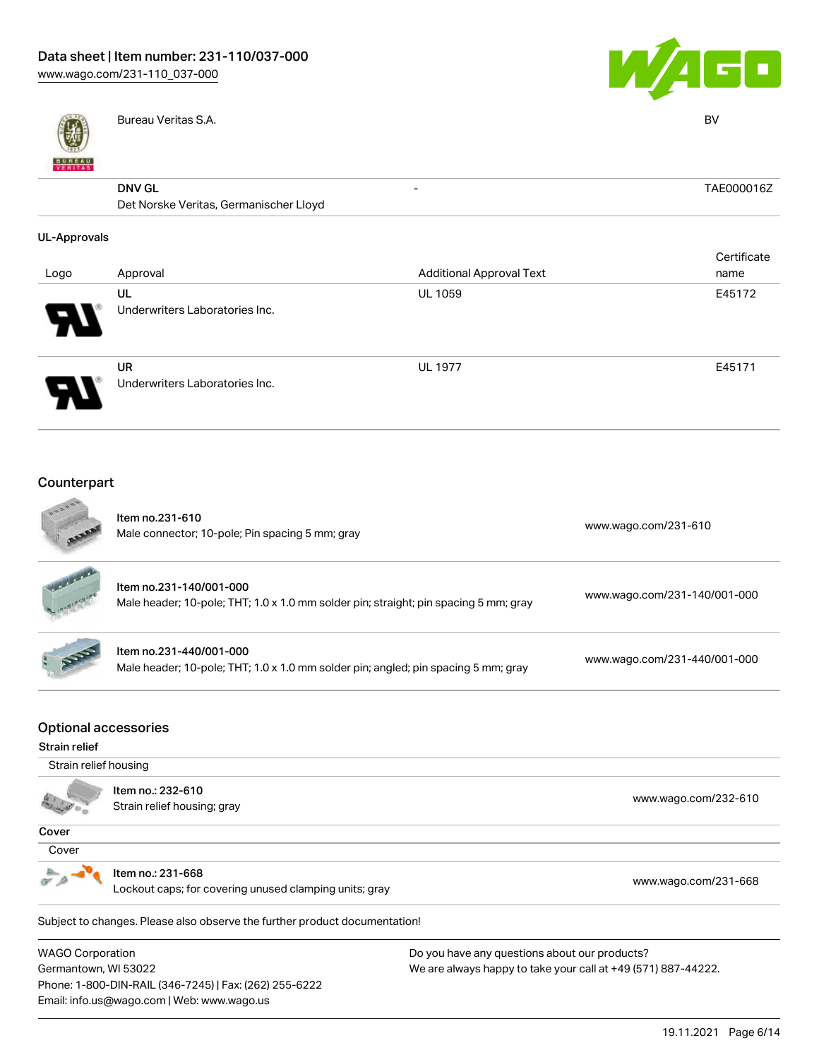| | | | |
|---|---|---|---|
| | Bureau Veritas S.A. | | BV |
| | DNV GL<br>Det Norske Veritas, Germanischer Lloyd | - | TAE000016Z |

**UL-Approvals**

| Logo | Approval | Additional Approval Text | Certificate name |
|---|---|---|---|
| | UL<br>Underwriters Laboratories Inc. | UL 1059 | E45172 |
| | UR<br>Underwriters Laboratories Inc. | UL 1977 | E45171 |

## Counterpart

| | |
|---|---|
| Item no.231-610<br>Male connector; 10-pole; Pin spacing 5 mm; gray | www.wago.com/231-610 |
| Item no.231-140/001-000<br>Male header; 10-pole; THT; 1.0 x 1.0 mm solder pin; straight; pin spacing 5 mm; gray | www.wago.com/231-140/001-000 |
| Item no.231-440/001-000<br>Male header; 10-pole; THT; 1.0 x 1.0 mm solder pin; angled; pin spacing 5 mm; gray | www.wago.com/231-440/001-000 |

## Optional accessories

**Strain relief**

Strain relief housing

| | |
|---|---|
| Item no.: 232-610<br>Strain relief housing; gray | www.wago.com/232-610 |

**Cover**

Cover

| | |
|---|---|
| Item no.: 231-668<br>Lockout caps; for covering unused clamping units; gray | www.wago.com/231-668 |

Subject to changes. Please also observe the further product documentation!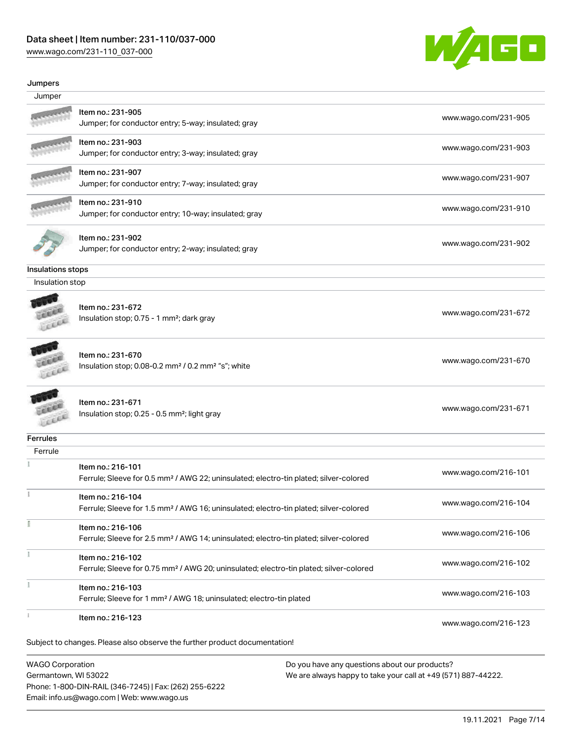## Jumpers

| Jumper | |
|---|---|
| Item no.: 231-905<br>Jumper; for conductor entry; 5-way; insulated; gray | www.wago.com/231-905 |
| Item no.: 231-903<br>Jumper; for conductor entry; 3-way; insulated; gray | www.wago.com/231-903 |
| Item no.: 231-907<br>Jumper; for conductor entry; 7-way; insulated; gray | www.wago.com/231-907 |
| Item no.: 231-910<br>Jumper; for conductor entry; 10-way; insulated; gray | www.wago.com/231-910 |
| Item no.: 231-902<br>Jumper; for conductor entry; 2-way; insulated; gray | www.wago.com/231-902 |

## Insulations stops

| Insulation stop | |
|---|---|
| Item no.: 231-672<br>Insulation stop; 0.75 - 1 mm²; dark gray | www.wago.com/231-672 |
| Item no.: 231-670<br>Insulation stop; 0.08-0.2 mm² / 0.2 mm² "s"; white | www.wago.com/231-670 |
| Item no.: 231-671<br>Insulation stop; 0.25 - 0.5 mm²; light gray | www.wago.com/231-671 |

## Ferrules

| Ferrule | |
|---|---|
| Item no.: 216-101<br>Ferrule; Sleeve for 0.5 mm² / AWG 22; uninsulated; electro-tin plated; silver-colored | www.wago.com/216-101 |
| Item no.: 216-104<br>Ferrule; Sleeve for 1.5 mm² / AWG 16; uninsulated; electro-tin plated; silver-colored | www.wago.com/216-104 |
| Item no.: 216-106<br>Ferrule; Sleeve for 2.5 mm² / AWG 14; uninsulated; electro-tin plated; silver-colored | www.wago.com/216-106 |
| Item no.: 216-102<br>Ferrule; Sleeve for 0.75 mm² / AWG 20; uninsulated; electro-tin plated; silver-colored | www.wago.com/216-102 |
| Item no.: 216-103<br>Ferrule; Sleeve for 1 mm² / AWG 18; uninsulated; electro-tin plated | www.wago.com/216-103 |
| Item no.: 216-123 | www.wago.com/216-123 |

Subject to changes. Please also observe the further product documentation!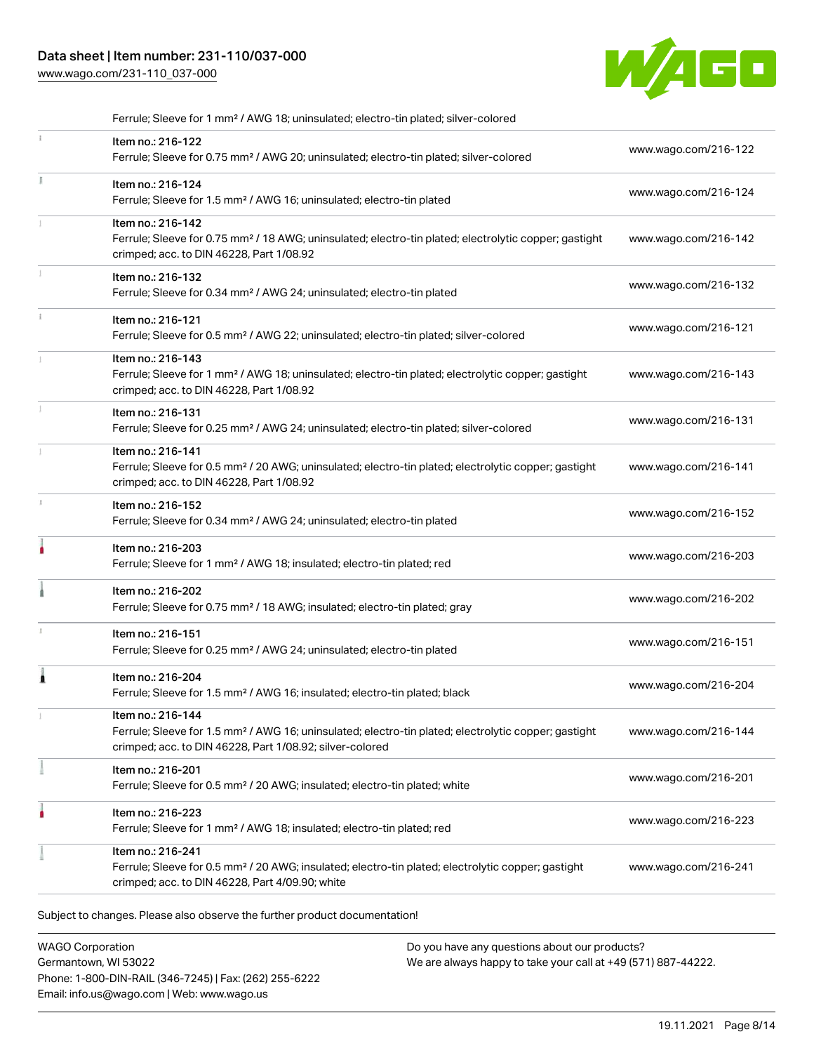Ferrule; Sleeve for 1 mm² / AWG 18; uninsulated; electro-tin plated; silver-colored

| | | |
|---|---|---|
| | Item no.: 216-122<br>Ferrule; Sleeve for 0.75 mm² / AWG 20; uninsulated; electro-tin plated; silver-colored | www.wago.com/216-122 |
| | Item no.: 216-124<br>Ferrule; Sleeve for 1.5 mm² / AWG 16; uninsulated; electro-tin plated | www.wago.com/216-124 |
| | Item no.: 216-142<br>Ferrule; Sleeve for 0.75 mm² / 18 AWG; uninsulated; electro-tin plated; electrolytic copper; gastight crimped; acc. to DIN 46228, Part 1/08.92 | www.wago.com/216-142 |
| | Item no.: 216-132<br>Ferrule; Sleeve for 0.34 mm² / AWG 24; uninsulated; electro-tin plated | www.wago.com/216-132 |
| | Item no.: 216-121<br>Ferrule; Sleeve for 0.5 mm² / AWG 22; uninsulated; electro-tin plated; silver-colored | www.wago.com/216-121 |
| | Item no.: 216-143<br>Ferrule; Sleeve for 1 mm² / AWG 18; uninsulated; electro-tin plated; electrolytic copper; gastight crimped; acc. to DIN 46228, Part 1/08.92 | www.wago.com/216-143 |
| | Item no.: 216-131<br>Ferrule; Sleeve for 0.25 mm² / AWG 24; uninsulated; electro-tin plated; silver-colored | www.wago.com/216-131 |
| | Item no.: 216-141<br>Ferrule; Sleeve for 0.5 mm² / 20 AWG; uninsulated; electro-tin plated; electrolytic copper; gastight crimped; acc. to DIN 46228, Part 1/08.92 | www.wago.com/216-141 |
| | Item no.: 216-152<br>Ferrule; Sleeve for 0.34 mm² / AWG 24; uninsulated; electro-tin plated | www.wago.com/216-152 |
| | Item no.: 216-203<br>Ferrule; Sleeve for 1 mm² / AWG 18; insulated; electro-tin plated; red | www.wago.com/216-203 |
| | Item no.: 216-202<br>Ferrule; Sleeve for 0.75 mm² / 18 AWG; insulated; electro-tin plated; gray | www.wago.com/216-202 |
| | Item no.: 216-151<br>Ferrule; Sleeve for 0.25 mm² / AWG 24; uninsulated; electro-tin plated | www.wago.com/216-151 |
| | Item no.: 216-204<br>Ferrule; Sleeve for 1.5 mm² / AWG 16; insulated; electro-tin plated; black | www.wago.com/216-204 |
| | Item no.: 216-144<br>Ferrule; Sleeve for 1.5 mm² / AWG 16; uninsulated; electro-tin plated; electrolytic copper; gastight crimped; acc. to DIN 46228, Part 1/08.92; silver-colored | www.wago.com/216-144 |
| | Item no.: 216-201<br>Ferrule; Sleeve for 0.5 mm² / 20 AWG; insulated; electro-tin plated; white | www.wago.com/216-201 |
| | Item no.: 216-223<br>Ferrule; Sleeve for 1 mm² / AWG 18; insulated; electro-tin plated; red | www.wago.com/216-223 |
| | Item no.: 216-241<br>Ferrule; Sleeve for 0.5 mm² / 20 AWG; insulated; electro-tin plated; electrolytic copper; gastight crimped; acc. to DIN 46228, Part 4/09.90; white | www.wago.com/216-241 |

Subject to changes. Please also observe the further product documentation!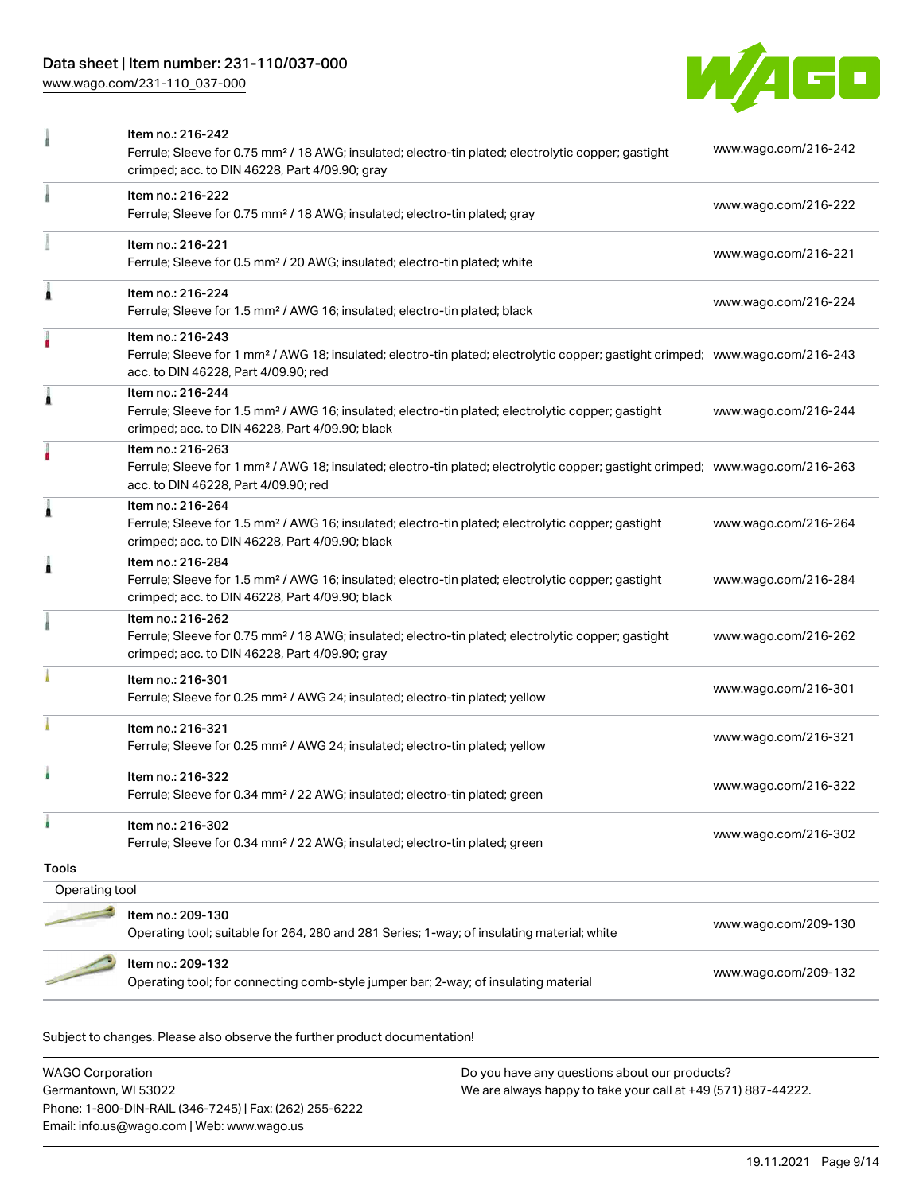| Item | URL |
| --- | --- |
| Item no.: 216-242<br>Ferrule; Sleeve for 0.75 mm² / 18 AWG; insulated; electro-tin plated; electrolytic copper; gastight crimped; acc. to DIN 46228, Part 4/09.90; gray | www.wago.com/216-242 |
| Item no.: 216-222<br>Ferrule; Sleeve for 0.75 mm² / 18 AWG; insulated; electro-tin plated; gray | www.wago.com/216-222 |
| Item no.: 216-221<br>Ferrule; Sleeve for 0.5 mm² / 20 AWG; insulated; electro-tin plated; white | www.wago.com/216-221 |
| Item no.: 216-224<br>Ferrule; Sleeve for 1.5 mm² / AWG 16; insulated; electro-tin plated; black | www.wago.com/216-224 |
| Item no.: 216-243<br>Ferrule; Sleeve for 1 mm² / AWG 18; insulated; electro-tin plated; electrolytic copper; gastight crimped; acc. to DIN 46228, Part 4/09.90; red | www.wago.com/216-243 |
| Item no.: 216-244<br>Ferrule; Sleeve for 1.5 mm² / AWG 16; insulated; electro-tin plated; electrolytic copper; gastight crimped; acc. to DIN 46228, Part 4/09.90; black | www.wago.com/216-244 |
| Item no.: 216-263<br>Ferrule; Sleeve for 1 mm² / AWG 18; insulated; electro-tin plated; electrolytic copper; gastight crimped; acc. to DIN 46228, Part 4/09.90; red | www.wago.com/216-263 |
| Item no.: 216-264<br>Ferrule; Sleeve for 1.5 mm² / AWG 16; insulated; electro-tin plated; electrolytic copper; gastight crimped; acc. to DIN 46228, Part 4/09.90; black | www.wago.com/216-264 |
| Item no.: 216-284<br>Ferrule; Sleeve for 1.5 mm² / AWG 16; insulated; electro-tin plated; electrolytic copper; gastight crimped; acc. to DIN 46228, Part 4/09.90; black | www.wago.com/216-284 |
| Item no.: 216-262<br>Ferrule; Sleeve for 0.75 mm² / 18 AWG; insulated; electro-tin plated; electrolytic copper; gastight crimped; acc. to DIN 46228, Part 4/09.90; gray | www.wago.com/216-262 |
| Item no.: 216-301<br>Ferrule; Sleeve for 0.25 mm² / AWG 24; insulated; electro-tin plated; yellow | www.wago.com/216-301 |
| Item no.: 216-321<br>Ferrule; Sleeve for 0.25 mm² / AWG 24; insulated; electro-tin plated; yellow | www.wago.com/216-321 |
| Item no.: 216-322<br>Ferrule; Sleeve for 0.34 mm² / 22 AWG; insulated; electro-tin plated; green | www.wago.com/216-322 |
| Item no.: 216-302<br>Ferrule; Sleeve for 0.34 mm² / 22 AWG; insulated; electro-tin plated; green | www.wago.com/216-302 |

## Tools

### Operating tool

| Item | URL |
| --- | --- |
| Item no.: 209-130<br>Operating tool; suitable for 264, 280 and 281 Series; 1-way; of insulating material; white | www.wago.com/209-130 |
| Item no.: 209-132<br>Operating tool; for connecting comb-style jumper bar; 2-way; of insulating material | www.wago.com/209-132 |

Subject to changes. Please also observe the further product documentation!

WAGO Corporation
Germantown, WI 53022
Phone: 1-800-DIN-RAIL (346-7245) | Fax: (262) 255-6222
Email: info.us@wago.com | Web: www.wago.us

Do you have any questions about our products?
We are always happy to take your call at +49 (571) 887-44222.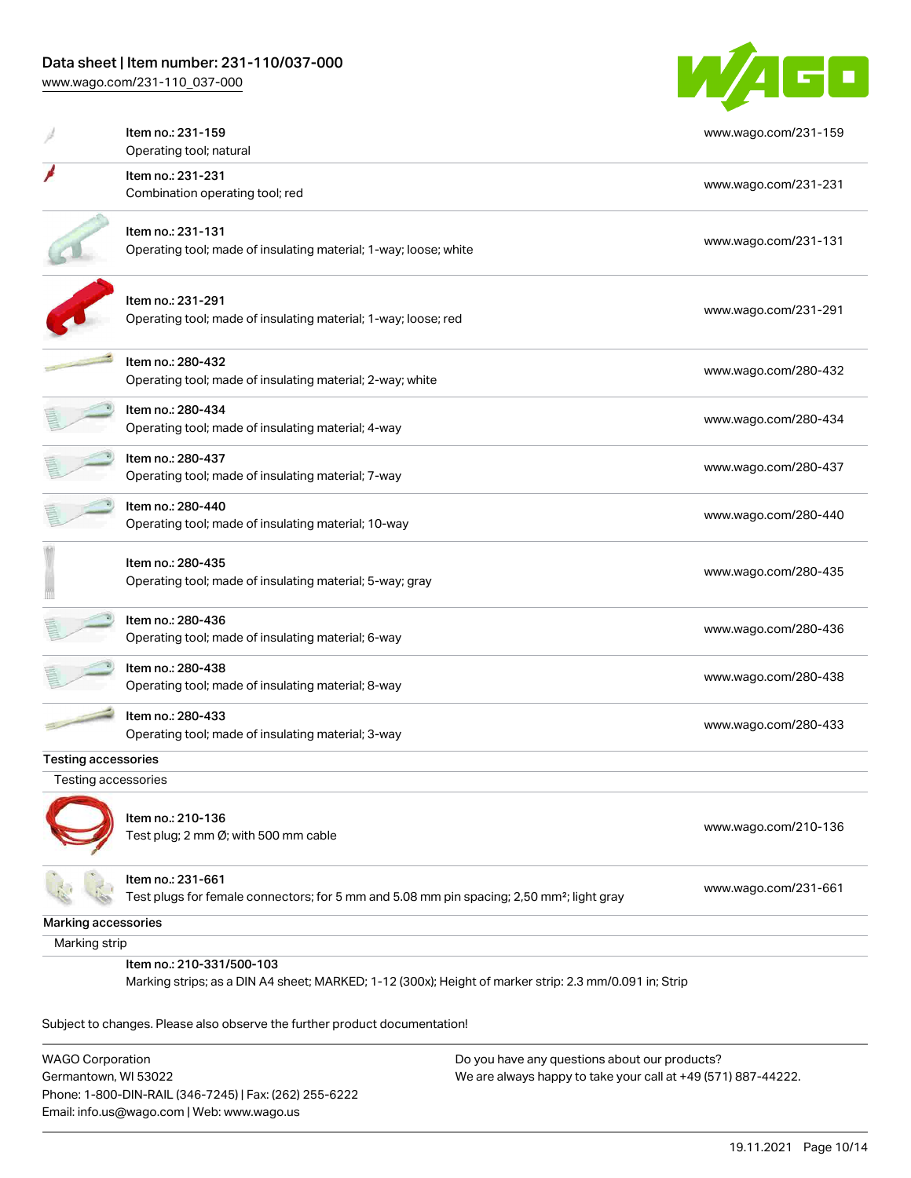| Item | Link |
|---|---|
| Item no.: 231-159<br>Operating tool; natural | www.wago.com/231-159 |
| Item no.: 231-231<br>Combination operating tool; red | www.wago.com/231-231 |
| Item no.: 231-131<br>Operating tool; made of insulating material; 1-way; loose; white | www.wago.com/231-131 |
| Item no.: 231-291<br>Operating tool; made of insulating material; 1-way; loose; red | www.wago.com/231-291 |
| Item no.: 280-432<br>Operating tool; made of insulating material; 2-way; white | www.wago.com/280-432 |
| Item no.: 280-434<br>Operating tool; made of insulating material; 4-way | www.wago.com/280-434 |
| Item no.: 280-437<br>Operating tool; made of insulating material; 7-way | www.wago.com/280-437 |
| Item no.: 280-440<br>Operating tool; made of insulating material; 10-way | www.wago.com/280-440 |
| Item no.: 280-435<br>Operating tool; made of insulating material; 5-way; gray | www.wago.com/280-435 |
| Item no.: 280-436<br>Operating tool; made of insulating material; 6-way | www.wago.com/280-436 |
| Item no.: 280-438<br>Operating tool; made of insulating material; 8-way | www.wago.com/280-438 |
| Item no.: 280-433<br>Operating tool; made of insulating material; 3-way | www.wago.com/280-433 |

**Testing accessories**

Testing accessories

| Item | Link |
|---|---|
| Item no.: 210-136<br>Test plug; 2 mm Ø; with 500 mm cable | www.wago.com/210-136 |
| Item no.: 231-661<br>Test plugs for female connectors; for 5 mm and 5.08 mm pin spacing; 2,50 mm²; light gray | www.wago.com/231-661 |

**Marking accessories**

Marking strip

Item no.: 210-331/500-103
Marking strips; as a DIN A4 sheet; MARKED; 1-12 (300x); Height of marker strip: 2.3 mm/0.091 in; Strip

Subject to changes. Please also observe the further product documentation!

WAGO Corporation
Germantown, WI 53022
Phone: 1-800-DIN-RAIL (346-7245) | Fax: (262) 255-6222
Email: info.us@wago.com | Web: www.wago.us

Do you have any questions about our products?
We are always happy to take your call at +49 (571) 887-44222.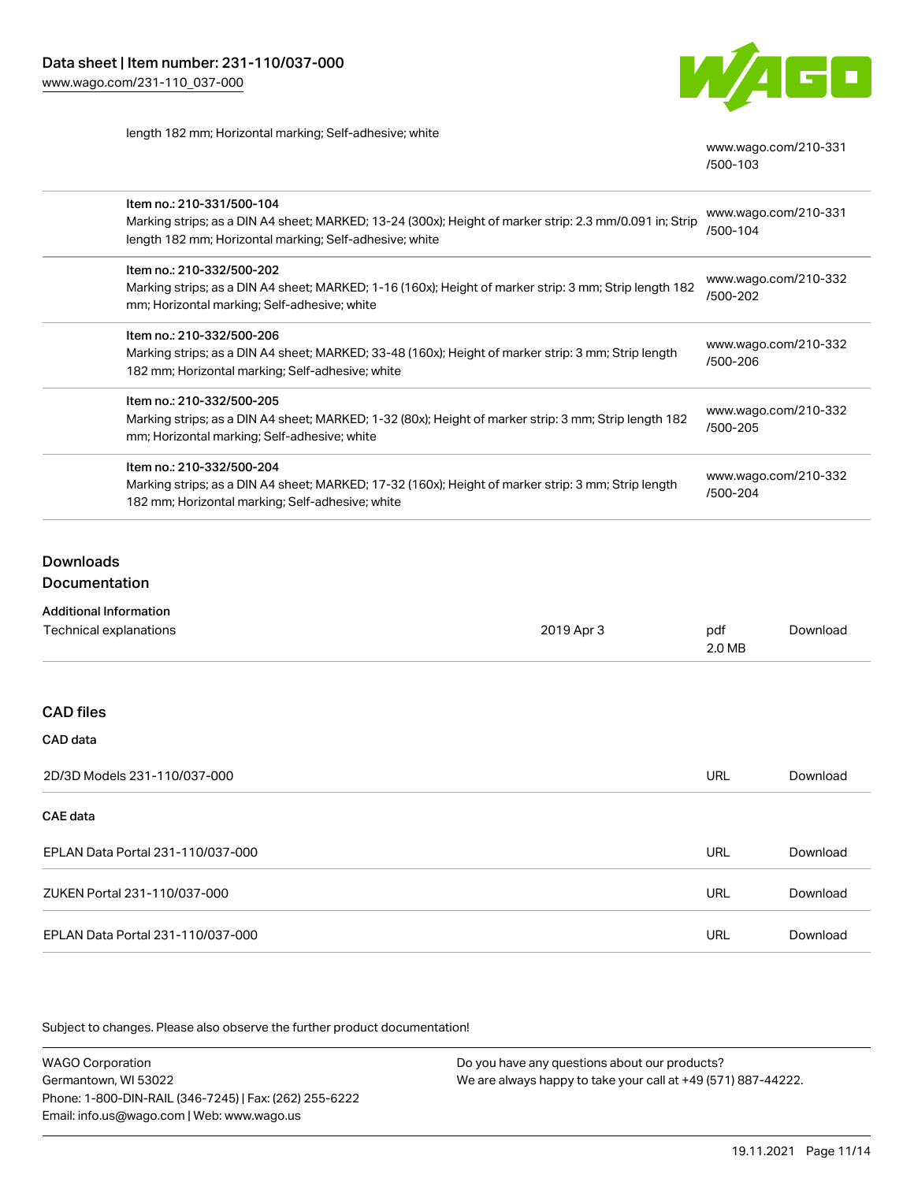| | |
|---|---|
| length 182 mm; Horizontal marking; Self-adhesive; white | www.wago.com/210-331/500-103 |
| Item no.: 210-331/500-104<br>Marking strips; as a DIN A4 sheet; MARKED; 13-24 (300x); Height of marker strip: 2.3 mm/0.091 in; Strip length 182 mm; Horizontal marking; Self-adhesive; white | www.wago.com/210-331/500-104 |
| Item no.: 210-332/500-202<br>Marking strips; as a DIN A4 sheet; MARKED; 1-16 (160x); Height of marker strip: 3 mm; Strip length 182 mm; Horizontal marking; Self-adhesive; white | www.wago.com/210-332/500-202 |
| Item no.: 210-332/500-206<br>Marking strips; as a DIN A4 sheet; MARKED; 33-48 (160x); Height of marker strip: 3 mm; Strip length 182 mm; Horizontal marking; Self-adhesive; white | www.wago.com/210-332/500-206 |
| Item no.: 210-332/500-205<br>Marking strips; as a DIN A4 sheet; MARKED; 1-32 (80x); Height of marker strip: 3 mm; Strip length 182 mm; Horizontal marking; Self-adhesive; white | www.wago.com/210-332/500-205 |
| Item no.: 210-332/500-204<br>Marking strips; as a DIN A4 sheet; MARKED; 17-32 (160x); Height of marker strip: 3 mm; Strip length 182 mm; Horizontal marking; Self-adhesive; white | www.wago.com/210-332/500-204 |

## Downloads

### Documentation

**Additional Information**

| | | | |
|---|---|---|---|
| Technical explanations | 2019 Apr 3 | pdf<br>2.0 MB | Download |

### CAD files

**CAD data**

| | | |
|---|---|---|
| 2D/3D Models 231-110/037-000 | URL | Download |

**CAE data**

| | | |
|---|---|---|
| EPLAN Data Portal 231-110/037-000 | URL | Download |
| ZUKEN Portal 231-110/037-000 | URL | Download |
| EPLAN Data Portal 231-110/037-000 | URL | Download |

Subject to changes. Please also observe the further product documentation!

WAGO Corporation
Germantown, WI 53022
Phone: 1-800-DIN-RAIL (346-7245) | Fax: (262) 255-6222
Email: info.us@wago.com | Web: www.wago.us

Do you have any questions about our products?
We are always happy to take your call at +49 (571) 887-44222.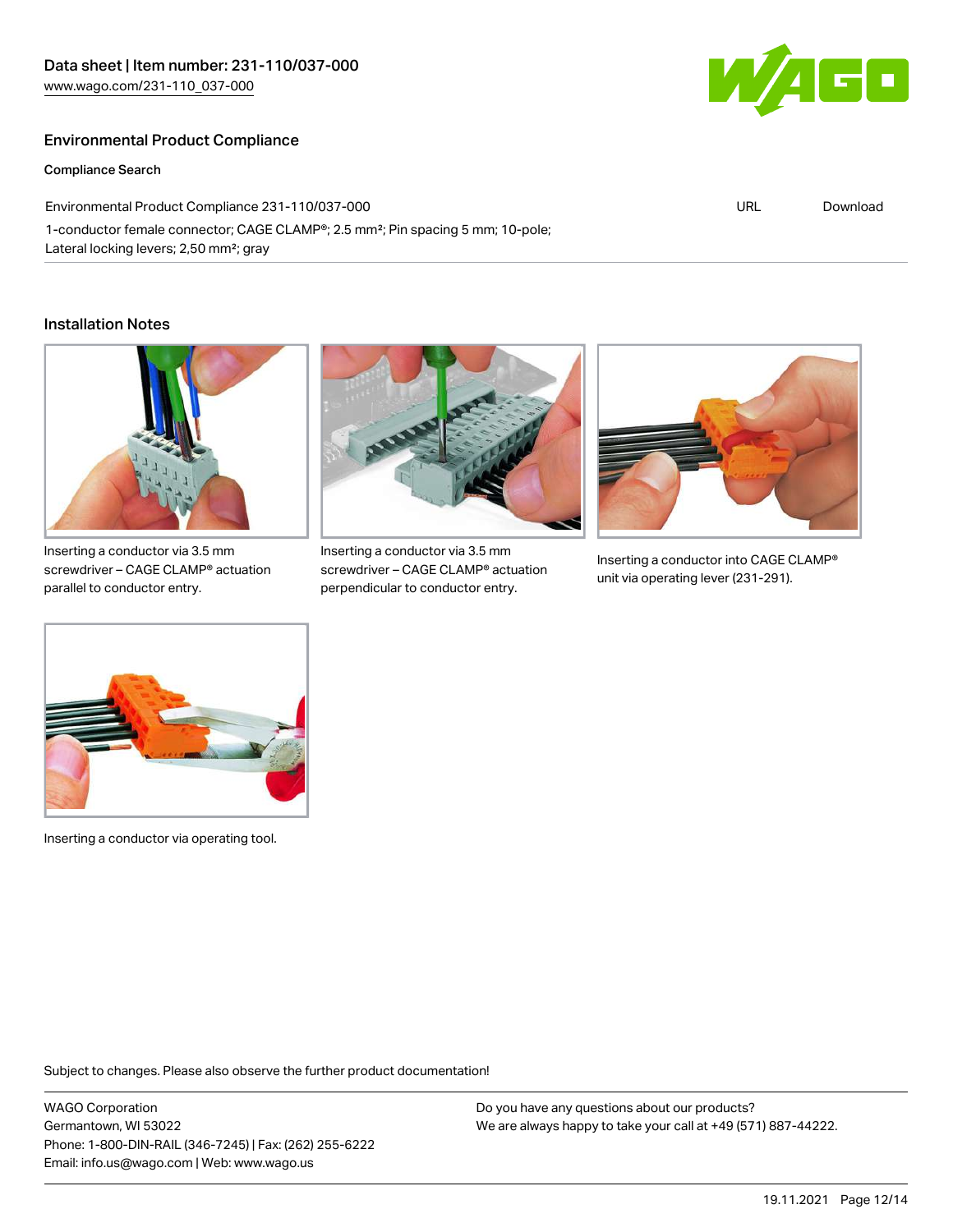## Environmental Product Compliance

### Compliance Search

| Environmental Product Compliance 231-110/037-000 | URL | Download |
| --- | --- | --- |
| 1-conductor female connector; CAGE CLAMP®; 2.5 mm²; Pin spacing 5 mm; 10-pole; Lateral locking levers; 2,50 mm²; gray | | |

## Installation Notes

Inserting a conductor via 3.5 mm screwdriver – CAGE CLAMP® actuation parallel to conductor entry.

Inserting a conductor via 3.5 mm screwdriver – CAGE CLAMP® actuation perpendicular to conductor entry.

Inserting a conductor into CAGE CLAMP® unit via operating lever (231-291).

Inserting a conductor via operating tool.

Subject to changes. Please also observe the further product documentation!

WAGO Corporation
Germantown, WI 53022
Phone: 1-800-DIN-RAIL (346-7245) | Fax: (262) 255-6222
Email: info.us@wago.com | Web: www.wago.us

Do you have any questions about our products?
We are always happy to take your call at +49 (571) 887-44222.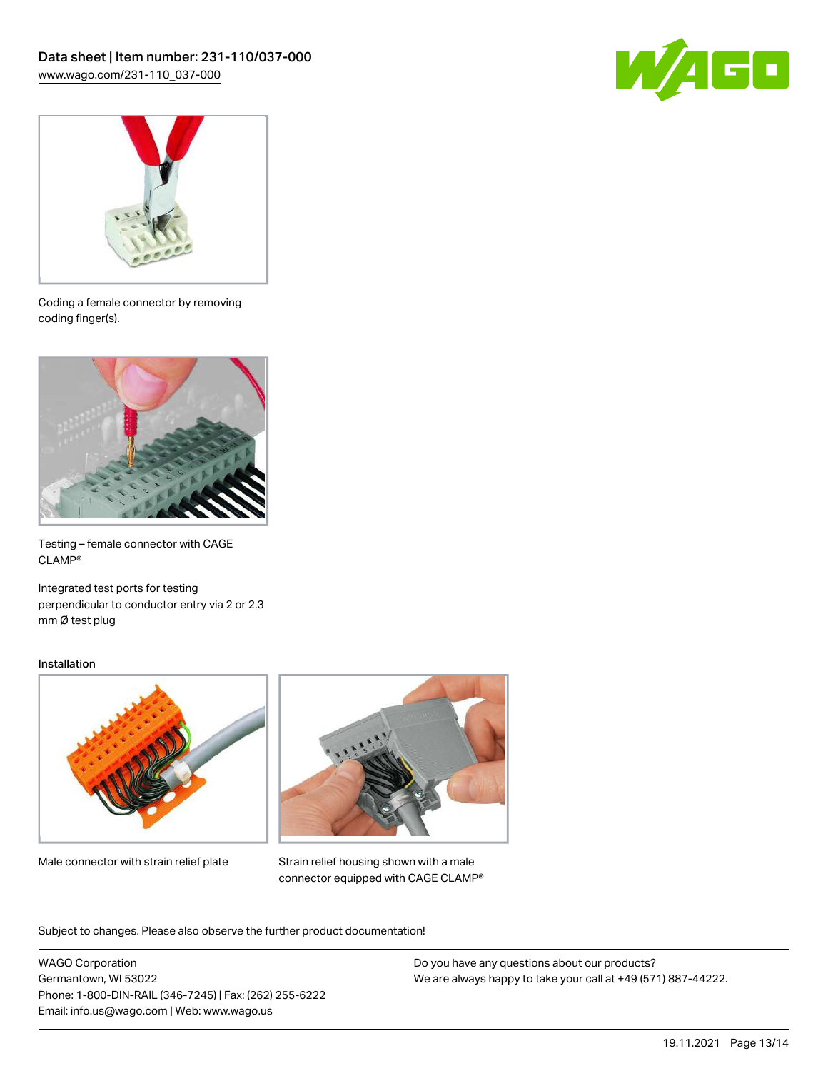Coding a female connector by removing coding finger(s).

Testing – female connector with CAGE CLAMP®

Integrated test ports for testing perpendicular to conductor entry via 2 or 2.3 mm Ø test plug

Installation

Male connector with strain relief plate

Strain relief housing shown with a male connector equipped with CAGE CLAMP®

Subject to changes. Please also observe the further product documentation!

WAGO Corporation
Germantown, WI 53022
Phone: 1-800-DIN-RAIL (346-7245) | Fax: (262) 255-6222
Email: info.us@wago.com | Web: www.wago.us

Do you have any questions about our products?
We are always happy to take your call at +49 (571) 887-44222.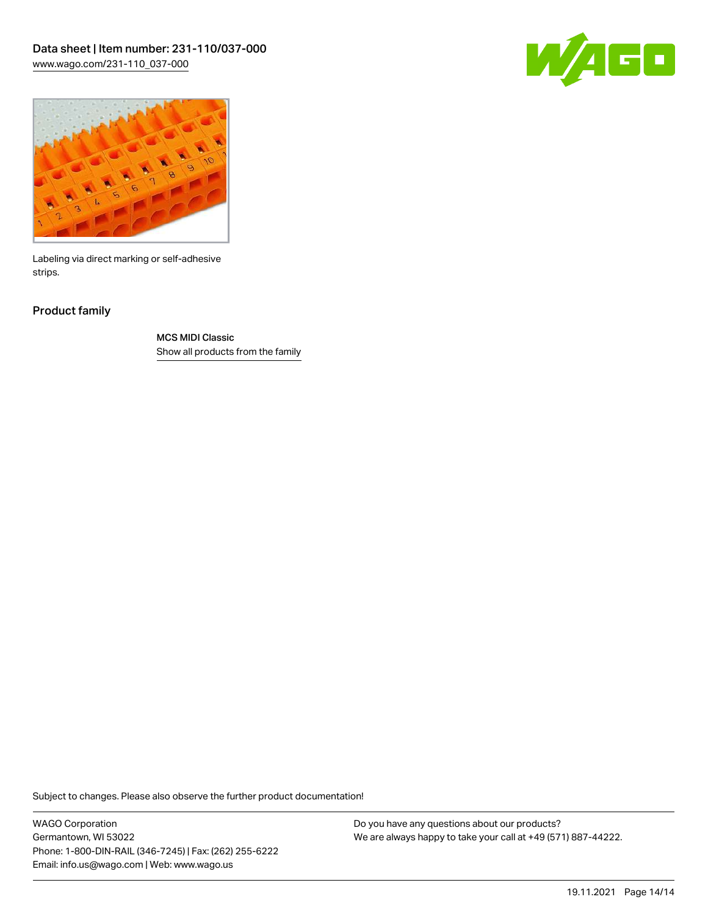Labeling via direct marking or self-adhesive strips.

## Product family

MCS MIDI Classic
Show all products from the family

Subject to changes. Please also observe the further product documentation!

WAGO Corporation
Germantown, WI 53022
Phone: 1-800-DIN-RAIL (346-7245) | Fax: (262) 255-6222
Email: info.us@wago.com | Web: www.wago.us

Do you have any questions about our products?
We are always happy to take your call at +49 (571) 887-44222.